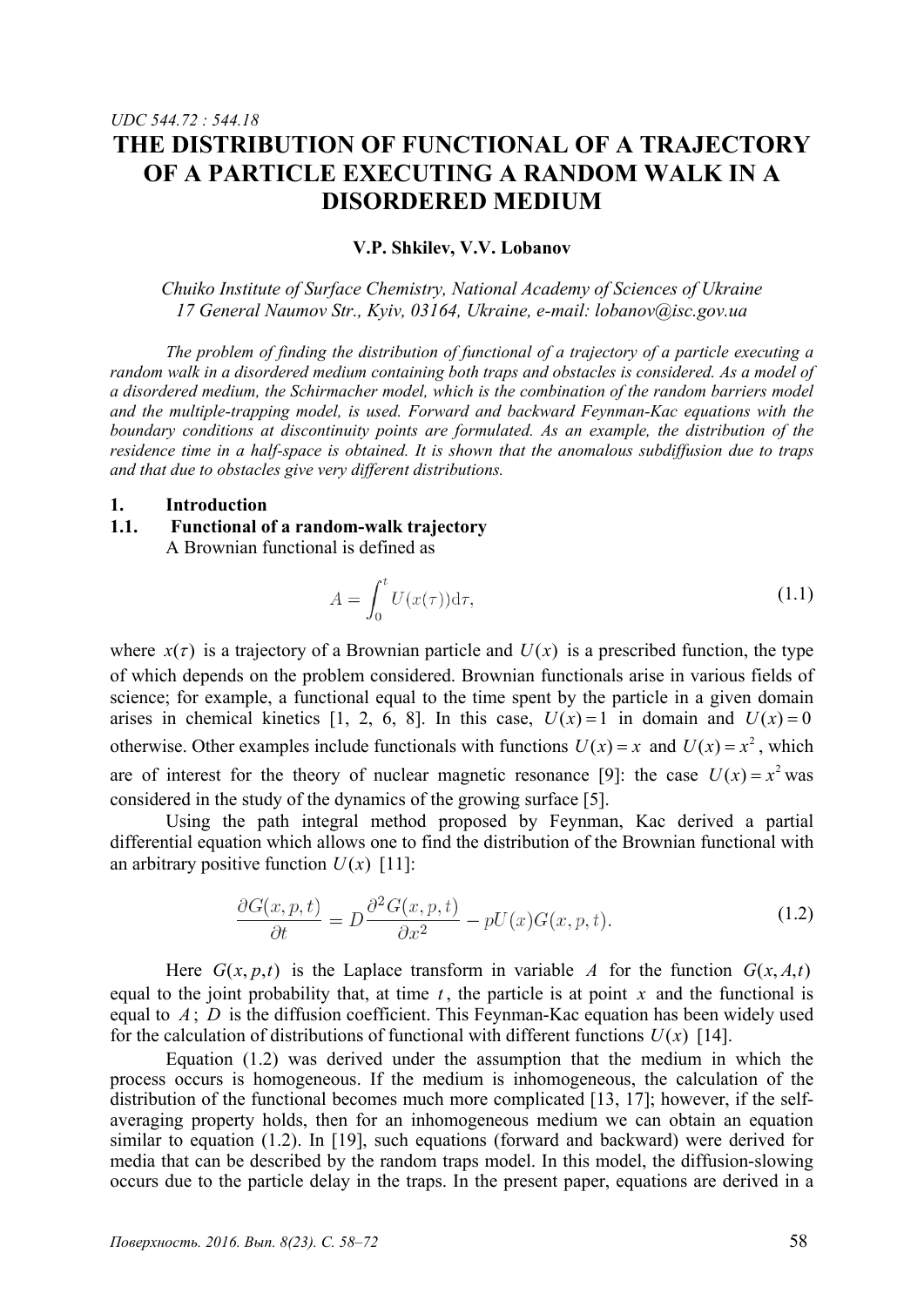UDC 544.72 : 544.18

# THE DISTRIBUTION OF FUNCTIONAL OF A TRAJECTORY OF A PARTICLE EXECUTING A RANDOM WALK IN A DISORDERED MEDIUM

**V.P. Shkilev, V.V. Lobanov**

*Chuiko Institute of Surface Chemistry, National Academy of Sciences of Ukraine*
*17 General Naumov Str., Kyiv, 03164, Ukraine, e-mail: lobanov@isc.gov.ua*

*The problem of finding the distribution of functional of a trajectory of a particle executing a random walk in a disordered medium containing both traps and obstacles is considered. As a model of a disordered medium, the Schirmacher model, which is the combination of the random barriers model and the multiple-trapping model, is used. Forward and backward Feynman-Kac equations with the boundary conditions at discontinuity points are formulated. As an example, the distribution of the residence time in a half-space is obtained. It is shown that the anomalous subdiffusion due to traps and that due to obstacles give very different distributions.*

## 1. Introduction

### 1.1. Functional of a random-walk trajectory

A Brownian functional is defined as

$$A = \int_0^t U(x(\tau))\mathrm{d}\tau, \tag{1.1}$$

where $x(\tau)$ is a trajectory of a Brownian particle and $U(x)$ is a prescribed function, the type of which depends on the problem considered. Brownian functionals arise in various fields of science; for example, a functional equal to the time spent by the particle in a given domain arises in chemical kinetics [1, 2, 6, 8]. In this case, $U(x)=1$ in domain and $U(x)=0$ otherwise. Other examples include functionals with functions $U(x)=x$ and $U(x)=x^2$, which are of interest for the theory of nuclear magnetic resonance [9]: the case $U(x)=x^2$ was considered in the study of the dynamics of the growing surface [5].

Using the path integral method proposed by Feynman, Kac derived a partial differential equation which allows one to find the distribution of the Brownian functional with an arbitrary positive function $U(x)$ [11]:

$$\frac{\partial G(x,p,t)}{\partial t} = D\frac{\partial^2 G(x,p,t)}{\partial x^2} - pU(x)G(x,p,t). \tag{1.2}$$

Here $G(x,p,t)$ is the Laplace transform in variable $A$ for the function $G(x,A,t)$ equal to the joint probability that, at time $t$, the particle is at point $x$ and the functional is equal to $A$; $D$ is the diffusion coefficient. This Feynman-Kac equation has been widely used for the calculation of distributions of functional with different functions $U(x)$ [14].

Equation (1.2) was derived under the assumption that the medium in which the process occurs is homogeneous. If the medium is inhomogeneous, the calculation of the distribution of the functional becomes much more complicated [13, 17]; however, if the self-averaging property holds, then for an inhomogeneous medium we can obtain an equation similar to equation (1.2). In [19], such equations (forward and backward) were derived for media that can be described by the random traps model. In this model, the diffusion-slowing occurs due to the particle delay in the traps. In the present paper, equations are derived in a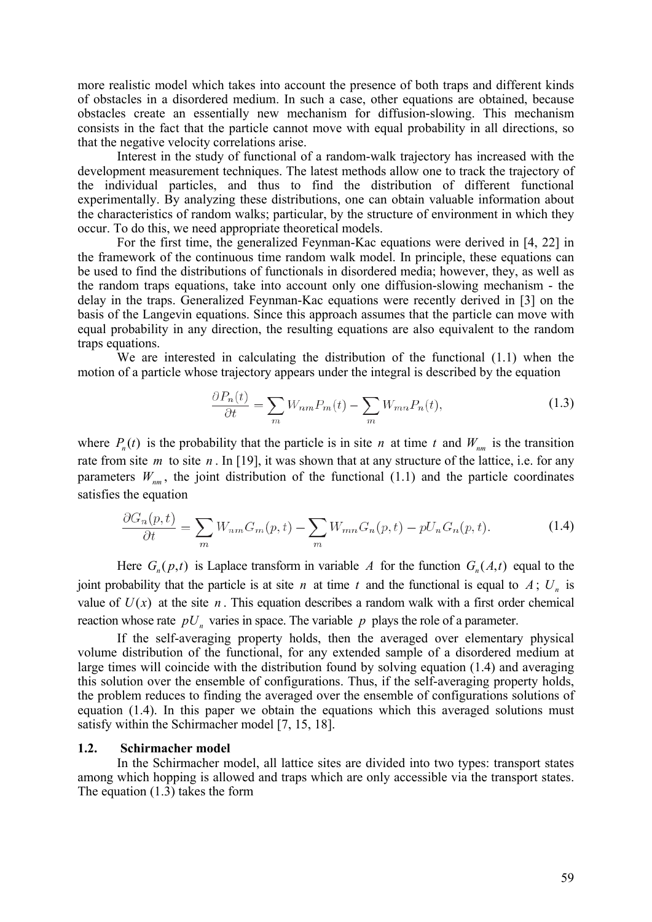more realistic model which takes into account the presence of both traps and different kinds of obstacles in a disordered medium. In such a case, other equations are obtained, because obstacles create an essentially new mechanism for diffusion-slowing. This mechanism consists in the fact that the particle cannot move with equal probability in all directions, so that the negative velocity correlations arise.

Interest in the study of functional of a random-walk trajectory has increased with the development measurement techniques. The latest methods allow one to track the trajectory of the individual particles, and thus to find the distribution of different functional experimentally. By analyzing these distributions, one can obtain valuable information about the characteristics of random walks; particular, by the structure of environment in which they occur. To do this, we need appropriate theoretical models.

For the first time, the generalized Feynman-Kac equations were derived in [4, 22] in the framework of the continuous time random walk model. In principle, these equations can be used to find the distributions of functionals in disordered media; however, they, as well as the random traps equations, take into account only one diffusion-slowing mechanism - the delay in the traps. Generalized Feynman-Kac equations were recently derived in [3] on the basis of the Langevin equations. Since this approach assumes that the particle can move with equal probability in any direction, the resulting equations are also equivalent to the random traps equations.

We are interested in calculating the distribution of the functional (1.1) when the motion of a particle whose trajectory appears under the integral is described by the equation

$$\frac{\partial P_n(t)}{\partial t} = \sum_m W_{nm} P_m(t) - \sum_m W_{mn} P_n(t), \tag{1.3}$$

where $P_n(t)$ is the probability that the particle is in site $n$ at time $t$ and $W_{nm}$ is the transition rate from site $m$ to site $n$. In [19], it was shown that at any structure of the lattice, i.e. for any parameters $W_{nm}$, the joint distribution of the functional (1.1) and the particle coordinates satisfies the equation

$$\frac{\partial G_n(p,t)}{\partial t} = \sum_m W_{nm} G_m(p,t) - \sum_m W_{mn} G_n(p,t) - pU_n G_n(p,t). \tag{1.4}$$

Here $G_n(p,t)$ is Laplace transform in variable $A$ for the function $G_n(A,t)$ equal to the joint probability that the particle is at site $n$ at time $t$ and the functional is equal to $A$; $U_n$ is value of $U(x)$ at the site $n$. This equation describes a random walk with a first order chemical reaction whose rate $pU_n$ varies in space. The variable $p$ plays the role of a parameter.

If the self-averaging property holds, then the averaged over elementary physical volume distribution of the functional, for any extended sample of a disordered medium at large times will coincide with the distribution found by solving equation (1.4) and averaging this solution over the ensemble of configurations. Thus, if the self-averaging property holds, the problem reduces to finding the averaged over the ensemble of configurations solutions of equation (1.4). In this paper we obtain the equations which this averaged solutions must satisfy within the Schirmacher model [7, 15, 18].

### 1.2. Schirmacher model

In the Schirmacher model, all lattice sites are divided into two types: transport states among which hopping is allowed and traps which are only accessible via the transport states. The equation (1.3) takes the form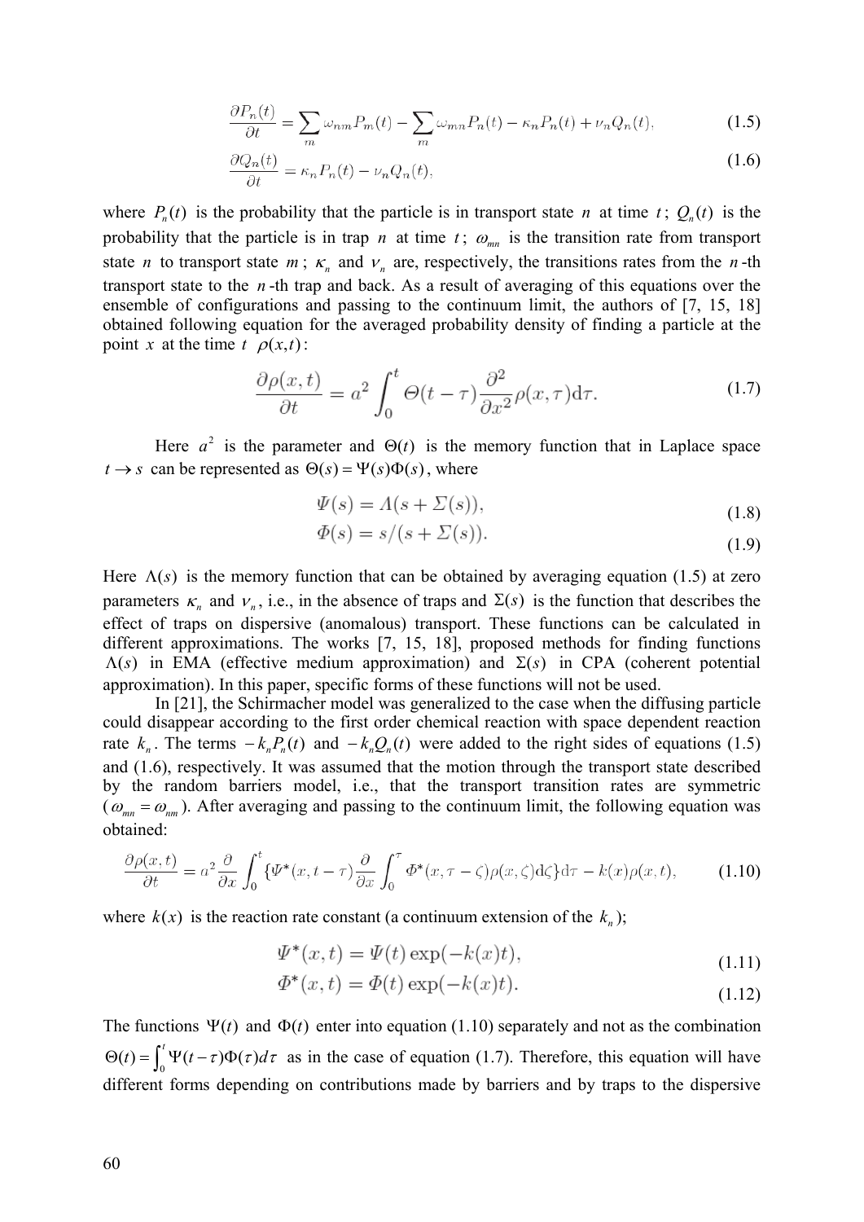$$\frac{\partial P_n(t)}{\partial t} = \sum_m \omega_{nm} P_m(t) - \sum_m \omega_{mn} P_n(t) - \kappa_n P_n(t) + \nu_n Q_n(t), \tag{1.5}$$

$$\frac{\partial Q_n(t)}{\partial t} = \kappa_n P_n(t) - \nu_n Q_n(t), \tag{1.6}$$

where $P_n(t)$ is the probability that the particle is in transport state $n$ at time $t$; $Q_n(t)$ is the probability that the particle is in trap $n$ at time $t$; $\omega_{mn}$ is the transition rate from transport state $n$ to transport state $m$; $\kappa_n$ and $\nu_n$ are, respectively, the transitions rates from the $n$-th transport state to the $n$-th trap and back. As a result of averaging of this equations over the ensemble of configurations and passing to the continuum limit, the authors of [7, 15, 18] obtained following equation for the averaged probability density of finding a particle at the point $x$ at the time $t$ $\rho(x,t)$:

$$\frac{\partial \rho(x,t)}{\partial t} = a^2 \int_0^t \Theta(t-\tau) \frac{\partial^2}{\partial x^2} \rho(x,\tau) \mathrm{d}\tau. \tag{1.7}$$

Here $a^2$ is the parameter and $\Theta(t)$ is the memory function that in Laplace space $t \to s$ can be represented as $\Theta(s) = \Psi(s)\Phi(s)$, where

$$\Psi(s) = \Lambda(s + \Sigma(s)), \tag{1.8}$$

$$\Phi(s) = s/(s + \Sigma(s)). \tag{1.9}$$

Here $\Lambda(s)$ is the memory function that can be obtained by averaging equation (1.5) at zero parameters $\kappa_n$ and $\nu_n$, i.e., in the absence of traps and $\Sigma(s)$ is the function that describes the effect of traps on dispersive (anomalous) transport. These functions can be calculated in different approximations. The works [7, 15, 18], proposed methods for finding functions $\Lambda(s)$ in EMA (effective medium approximation) and $\Sigma(s)$ in CPA (coherent potential approximation). In this paper, specific forms of these functions will not be used.

In [21], the Schirmacher model was generalized to the case when the diffusing particle could disappear according to the first order chemical reaction with space dependent reaction rate $k_n$. The terms $-k_n P_n(t)$ and $-k_n Q_n(t)$ were added to the right sides of equations (1.5) and (1.6), respectively. It was assumed that the motion through the transport state described by the random barriers model, i.e., that the transport transition rates are symmetric ($\omega_{mn} = \omega_{nm}$). After averaging and passing to the continuum limit, the following equation was obtained:

$$\frac{\partial \rho(x,t)}{\partial t} = a^2 \frac{\partial}{\partial x} \int_0^t \{\Psi^*(x, t-\tau) \frac{\partial}{\partial x} \int_0^\tau \Phi^*(x, \tau - \zeta) \rho(x,\zeta) \mathrm{d}\zeta\} \mathrm{d}\tau - k(x)\rho(x,t), \tag{1.10}$$

where $k(x)$ is the reaction rate constant (a continuum extension of the $k_n$);

$$\Psi^*(x,t) = \Psi(t)\exp(-k(x)t), \tag{1.11}$$

$$\Phi^*(x,t) = \Phi(t)\exp(-k(x)t). \tag{1.12}$$

The functions $\Psi(t)$ and $\Phi(t)$ enter into equation (1.10) separately and not as the combination $\Theta(t) = \int_0^t \Psi(t-\tau)\Phi(\tau) d\tau$ as in the case of equation (1.7). Therefore, this equation will have different forms depending on contributions made by barriers and by traps to the dispersive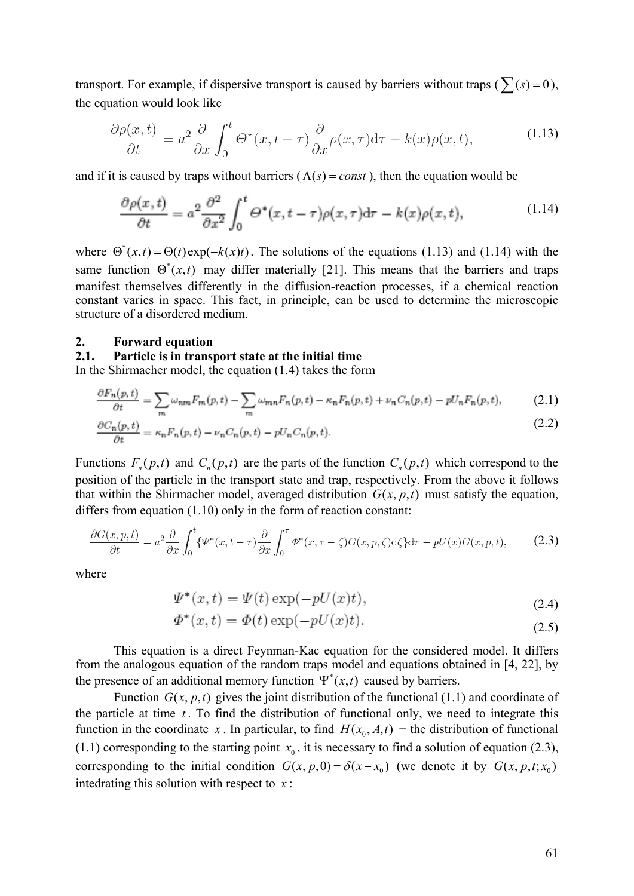transport. For example, if dispersive transport is caused by barriers without traps ($\sum(s) = 0$), the equation would look like

$$\frac{\partial \rho(x,t)}{\partial t} = a^2 \frac{\partial}{\partial x} \int_0^t \Theta^*(x, t-\tau) \frac{\partial}{\partial x} \rho(x,\tau) \mathrm{d}\tau - k(x)\rho(x,t), \tag{1.13}$$

and if it is caused by traps without barriers ($\Lambda(s) = const$), then the equation would be

$$\frac{\partial \rho(x,t)}{\partial t} = a^2 \frac{\partial^2}{\partial x^2} \int_0^t \Theta^*(x, t-\tau) \rho(x,\tau) \mathrm{d}\tau - k(x)\rho(x,t), \tag{1.14}$$

where $\Theta^*(x,t) = \Theta(t)\exp(-k(x)t)$. The solutions of the equations (1.13) and (1.14) with the same function $\Theta^*(x,t)$ may differ materially [21]. This means that the barriers and traps manifest themselves differently in the diffusion-reaction processes, if a chemical reaction constant varies in space. This fact, in principle, can be used to determine the microscopic structure of a disordered medium.

## 2. Forward equation

### 2.1. Particle is in transport state at the initial time

In the Shirmacher model, the equation (1.4) takes the form

$$\frac{\partial F_n(p,t)}{\partial t} = \sum_m \omega_{nm} F_m(p,t) - \sum_m \omega_{mn} F_n(p,t) - \kappa_n F_n(p,t) + \nu_n C_n(p,t) - pU_n F_n(p,t), \tag{2.1}$$

$$\frac{\partial C_n(p,t)}{\partial t} = \kappa_n F_n(p,t) - \nu_n C_n(p,t) - pU_n C_n(p,t). \tag{2.2}$$

Functions $F_n(p,t)$ and $C_n(p,t)$ are the parts of the function $C_n(p,t)$ which correspond to the position of the particle in the transport state and trap, respectively. From the above it follows that within the Shirmacher model, averaged distribution $G(x,p,t)$ must satisfy the equation, differs from equation (1.10) only in the form of reaction constant:

$$\frac{\partial G(x,p,t)}{\partial t} = a^2 \frac{\partial}{\partial x} \int_0^t \{\Psi^*(x,t-\tau) \frac{\partial}{\partial x} \int_0^\tau \Phi^*(x,\tau-\zeta) G(x,p,\zeta) \mathrm{d}\zeta\} \mathrm{d}\tau - pU(x)G(x,p,t), \tag{2.3}$$

where

$$\Psi^*(x,t) = \Psi(t)\exp(-pU(x)t), \tag{2.4}$$

$$\Phi^*(x,t) = \Phi(t)\exp(-pU(x)t). \tag{2.5}$$

This equation is a direct Feynman-Kac equation for the considered model. It differs from the analogous equation of the random traps model and equations obtained in [4, 22], by the presence of an additional memory function $\Psi^*(x,t)$ caused by barriers.

Function $G(x,p,t)$ gives the joint distribution of the functional (1.1) and coordinate of the particle at time $t$. To find the distribution of functional only, we need to integrate this function in the coordinate $x$. In particular, to find $H(x_0, A, t)$ − the distribution of functional (1.1) corresponding to the starting point $x_0$, it is necessary to find a solution of equation (2.3), corresponding to the initial condition $G(x,p,0) = \delta(x - x_0)$ (we denote it by $G(x,p,t;x_0)$ intedrating this solution with respect to $x$: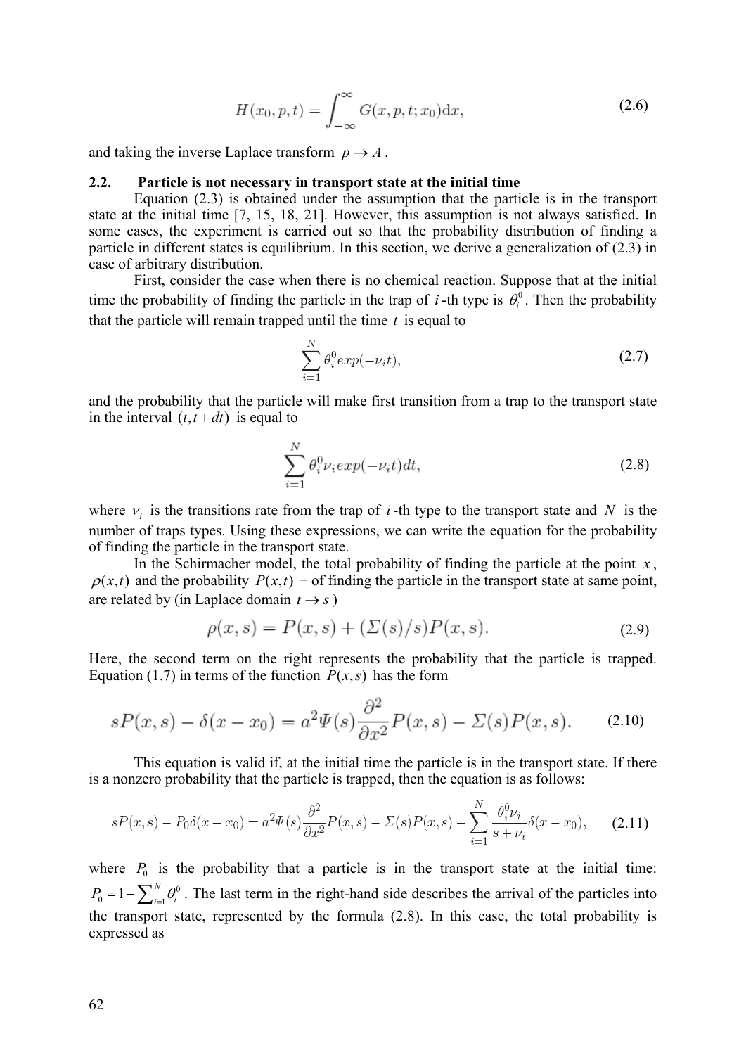$$H(x_0, p, t) = \int_{-\infty}^{\infty} G(x, p, t; x_0) \mathrm{d}x, \tag{2.6}$$

and taking the inverse Laplace transform $p \to A$.

## 2.2. Particle is not necessary in transport state at the initial time

Equation (2.3) is obtained under the assumption that the particle is in the transport state at the initial time [7, 15, 18, 21]. However, this assumption is not always satisfied. In some cases, the experiment is carried out so that the probability distribution of finding a particle in different states is equilibrium. In this section, we derive a generalization of (2.3) in case of arbitrary distribution.

First, consider the case when there is no chemical reaction. Suppose that at the initial time the probability of finding the particle in the trap of $i$-th type is $\theta_i^0$. Then the probability that the particle will remain trapped until the time $t$ is equal to

$$\sum_{i=1}^{N} \theta_i^0 exp(-\nu_i t), \tag{2.7}$$

and the probability that the particle will make first transition from a trap to the transport state in the interval $(t, t+dt)$ is equal to

$$\sum_{i=1}^{N} \theta_i^0 \nu_i exp(-\nu_i t) dt, \tag{2.8}$$

where $\nu_i$ is the transitions rate from the trap of $i$-th type to the transport state and $N$ is the number of traps types. Using these expressions, we can write the equation for the probability of finding the particle in the transport state.

In the Schirmacher model, the total probability of finding the particle at the point $x$, $\rho(x,t)$ and the probability $P(x,t)$ − of finding the particle in the transport state at same point, are related by (in Laplace domain $t \to s$)

$$\rho(x, s) = P(x, s) + (\Sigma(s)/s) P(x, s). \tag{2.9}$$

Here, the second term on the right represents the probability that the particle is trapped. Equation (1.7) in terms of the function $P(x,s)$ has the form

$$sP(x, s) - \delta(x - x_0) = a^2 \Psi(s) \frac{\partial^2}{\partial x^2} P(x, s) - \Sigma(s) P(x, s). \tag{2.10}$$

This equation is valid if, at the initial time the particle is in the transport state. If there is a nonzero probability that the particle is trapped, then the equation is as follows:

$$sP(x, s) - P_0 \delta(x - x_0) = a^2 \Psi(s) \frac{\partial^2}{\partial x^2} P(x, s) - \Sigma(s) P(x, s) + \sum_{i=1}^{N} \frac{\theta_i^0 \nu_i}{s + \nu_i} \delta(x - x_0), \tag{2.11}$$

where $P_0$ is the probability that a particle is in the transport state at the initial time: $P_0 = 1 - \sum_{i=1}^{N} \theta_i^0$. The last term in the right-hand side describes the arrival of the particles into the transport state, represented by the formula (2.8). In this case, the total probability is expressed as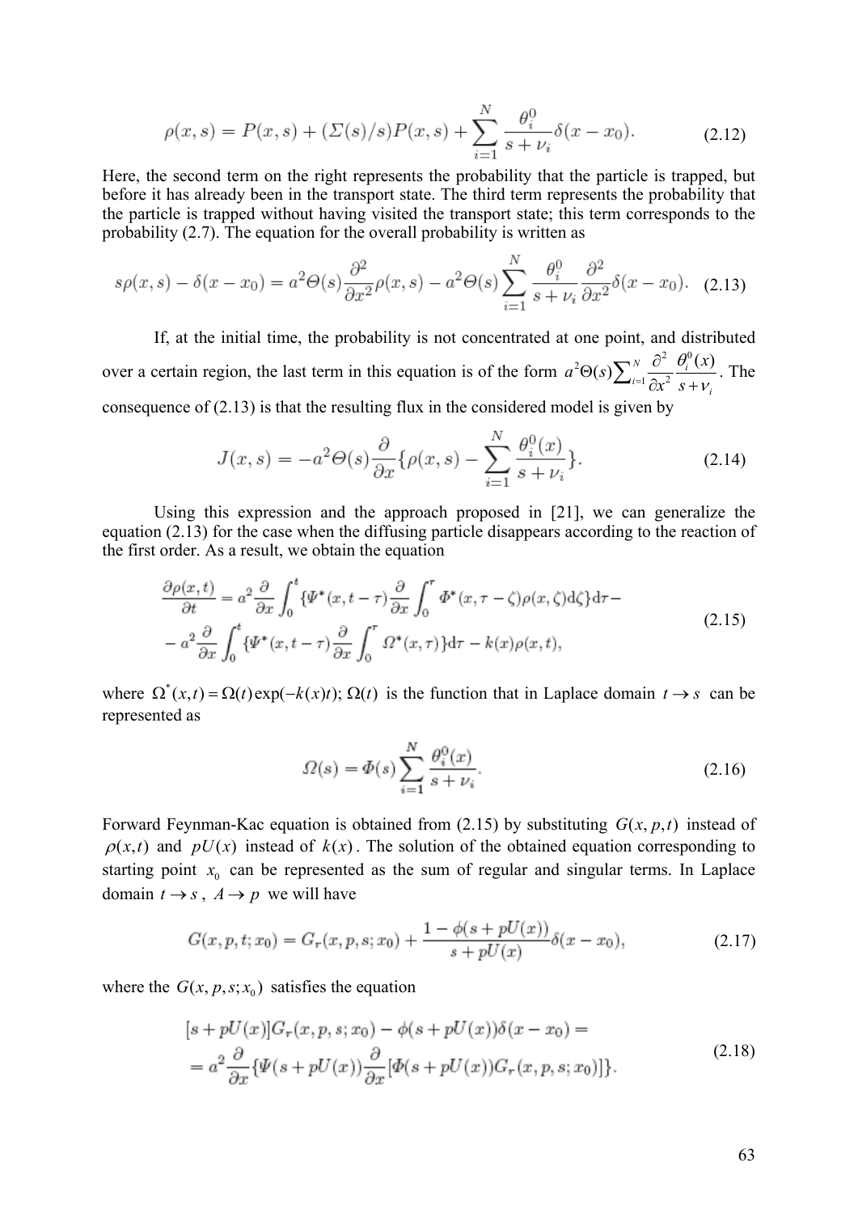$$\rho(x,s) = P(x,s) + (\Sigma(s)/s)P(x,s) + \sum_{i=1}^{N} \frac{\theta_i^0}{s+\nu_i}\delta(x-x_0). \tag{2.12}$$

Here, the second term on the right represents the probability that the particle is trapped, but before it has already been in the transport state. The third term represents the probability that the particle is trapped without having visited the transport state; this term corresponds to the probability (2.7). The equation for the overall probability is written as

$$s\rho(x,s) - \delta(x-x_0) = a^2\Theta(s)\frac{\partial^2}{\partial x^2}\rho(x,s) - a^2\Theta(s)\sum_{i=1}^{N}\frac{\theta_i^0}{s+\nu_i}\frac{\partial^2}{\partial x^2}\delta(x-x_0). \tag{2.13}$$

If, at the initial time, the probability is not concentrated at one point, and distributed over a certain region, the last term in this equation is of the form $a^2\Theta(s)\sum_{i=1}^{N}\frac{\partial^2}{\partial x^2}\frac{\theta_i^0(x)}{s+\nu_i}$. The consequence of (2.13) is that the resulting flux in the considered model is given by

$$J(x,s) = -a^2\Theta(s)\frac{\partial}{\partial x}\{\rho(x,s) - \sum_{i=1}^{N}\frac{\theta_i^0(x)}{s+\nu_i}\}. \tag{2.14}$$

Using this expression and the approach proposed in [21], we can generalize the equation (2.13) for the case when the diffusing particle disappears according to the reaction of the first order. As a result, we obtain the equation

$$\begin{aligned}\frac{\partial\rho(x,t)}{\partial t} &= a^2\frac{\partial}{\partial x}\int_0^t\{\Psi^*(x,t-\tau)\frac{\partial}{\partial x}\int_0^\tau\Phi^*(x,\tau-\zeta)\rho(x,\zeta)\mathrm{d}\zeta\}\mathrm{d}\tau -\\ &- a^2\frac{\partial}{\partial x}\int_0^t\{\Psi^*(x,t-\tau)\frac{\partial}{\partial x}\int_0^\tau\Omega^*(x,\tau)\}\mathrm{d}\tau - k(x)\rho(x,t),\end{aligned} \tag{2.15}$$

where $\Omega^*(x,t) = \Omega(t)\exp(-k(x)t)$; $\Omega(t)$ is the function that in Laplace domain $t \to s$ can be represented as

$$\Omega(s) = \Phi(s)\sum_{i=1}^{N}\frac{\theta_i^0(x)}{s+\nu_i}. \tag{2.16}$$

Forward Feynman-Kac equation is obtained from (2.15) by substituting $G(x,p,t)$ instead of $\rho(x,t)$ and $pU(x)$ instead of $k(x)$. The solution of the obtained equation corresponding to starting point $x_0$ can be represented as the sum of regular and singular terms. In Laplace domain $t \to s$, $A \to p$ we will have

$$G(x,p,t;x_0) = G_r(x,p,s;x_0) + \frac{1-\phi(s+pU(x))}{s+pU(x)}\delta(x-x_0), \tag{2.17}$$

where the $G(x,p,s;x_0)$ satisfies the equation

$$\begin{aligned}&[s+pU(x)]G_r(x,p,s;x_0) - \phi(s+pU(x))\delta(x-x_0) =\\ &= a^2\frac{\partial}{\partial x}\{\Psi(s+pU(x))\frac{\partial}{\partial x}[\Phi(s+pU(x))G_r(x,p,s;x_0)]\}.\end{aligned} \tag{2.18}$$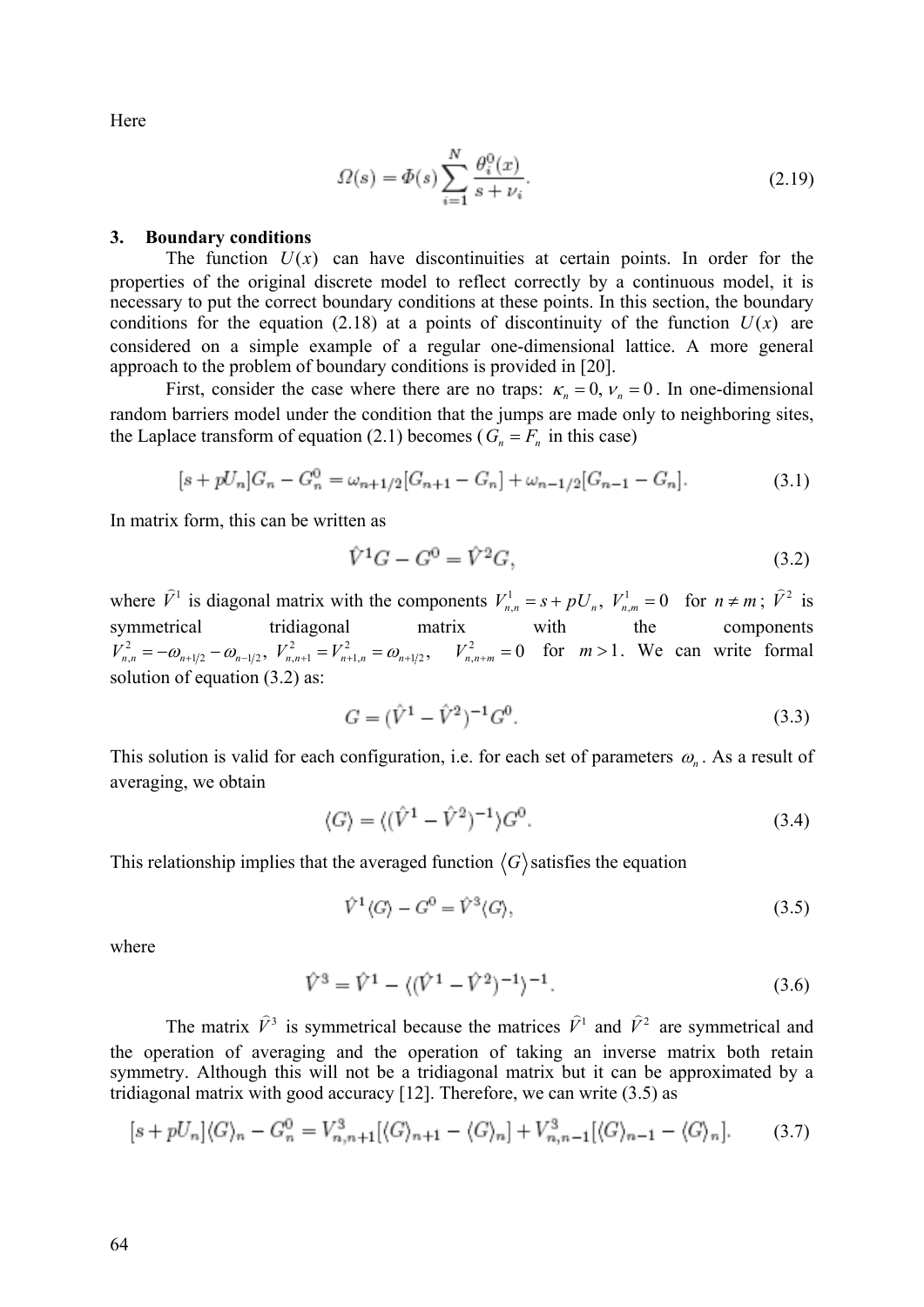Here

$$\Omega(s) = \Phi(s) \sum_{i=1}^{N} \frac{\theta_i^0(x)}{s + \nu_i}. \tag{2.19}$$

## 3. Boundary conditions

The function $U(x)$ can have discontinuities at certain points. In order for the properties of the original discrete model to reflect correctly by a continuous model, it is necessary to put the correct boundary conditions at these points. In this section, the boundary conditions for the equation (2.18) at a points of discontinuity of the function $U(x)$ are considered on a simple example of a regular one-dimensional lattice. A more general approach to the problem of boundary conditions is provided in [20].

First, consider the case where there are no traps: $\kappa_n = 0, \nu_n = 0$. In one-dimensional random barriers model under the condition that the jumps are made only to neighboring sites, the Laplace transform of equation (2.1) becomes ($G_n = F_n$ in this case)

$$[s + pU_n]G_n - G_n^0 = \omega_{n+1/2}[G_{n+1} - G_n] + \omega_{n-1/2}[G_{n-1} - G_n]. \tag{3.1}$$

In matrix form, this can be written as

$$\hat{V}^1 G - G^0 = \hat{V}^2 G, \tag{3.2}$$

where $\hat{V}^1$ is diagonal matrix with the components $V_{n,n}^1 = s + pU_n$, $V_{n,m}^1 = 0$ for $n \neq m$; $\hat{V}^2$ is symmetrical tridiagonal matrix with the components $V_{n,n}^2 = -\omega_{n+1/2} - \omega_{n-1/2}$, $V_{n,n+1}^2 = V_{n+1,n}^2 = \omega_{n+1/2}$, $V_{n,n+m}^2 = 0$ for $m > 1$. We can write formal solution of equation (3.2) as:

$$G = (\hat{V}^1 - \hat{V}^2)^{-1} G^0. \tag{3.3}$$

This solution is valid for each configuration, i.e. for each set of parameters $\omega_n$. As a result of averaging, we obtain

$$\langle G \rangle = \langle (\hat{V}^1 - \hat{V}^2)^{-1} \rangle G^0. \tag{3.4}$$

This relationship implies that the averaged function $\langle G \rangle$ satisfies the equation

$$\hat{V}^1 \langle G \rangle - G^0 = \hat{V}^3 \langle G \rangle, \tag{3.5}$$

where

$$\hat{V}^3 = \hat{V}^1 - \langle (\hat{V}^1 - \hat{V}^2)^{-1} \rangle^{-1}. \tag{3.6}$$

The matrix $\hat{V}^3$ is symmetrical because the matrices $\hat{V}^1$ and $\hat{V}^2$ are symmetrical and the operation of averaging and the operation of taking an inverse matrix both retain symmetry. Although this will not be a tridiagonal matrix but it can be approximated by a tridiagonal matrix with good accuracy [12]. Therefore, we can write (3.5) as

$$[s + pU_n]\langle G \rangle_n - G_n^0 = V_{n,n+1}^3[\langle G \rangle_{n+1} - \langle G \rangle_n] + V_{n,n-1}^3[\langle G \rangle_{n-1} - \langle G \rangle_n]. \tag{3.7}$$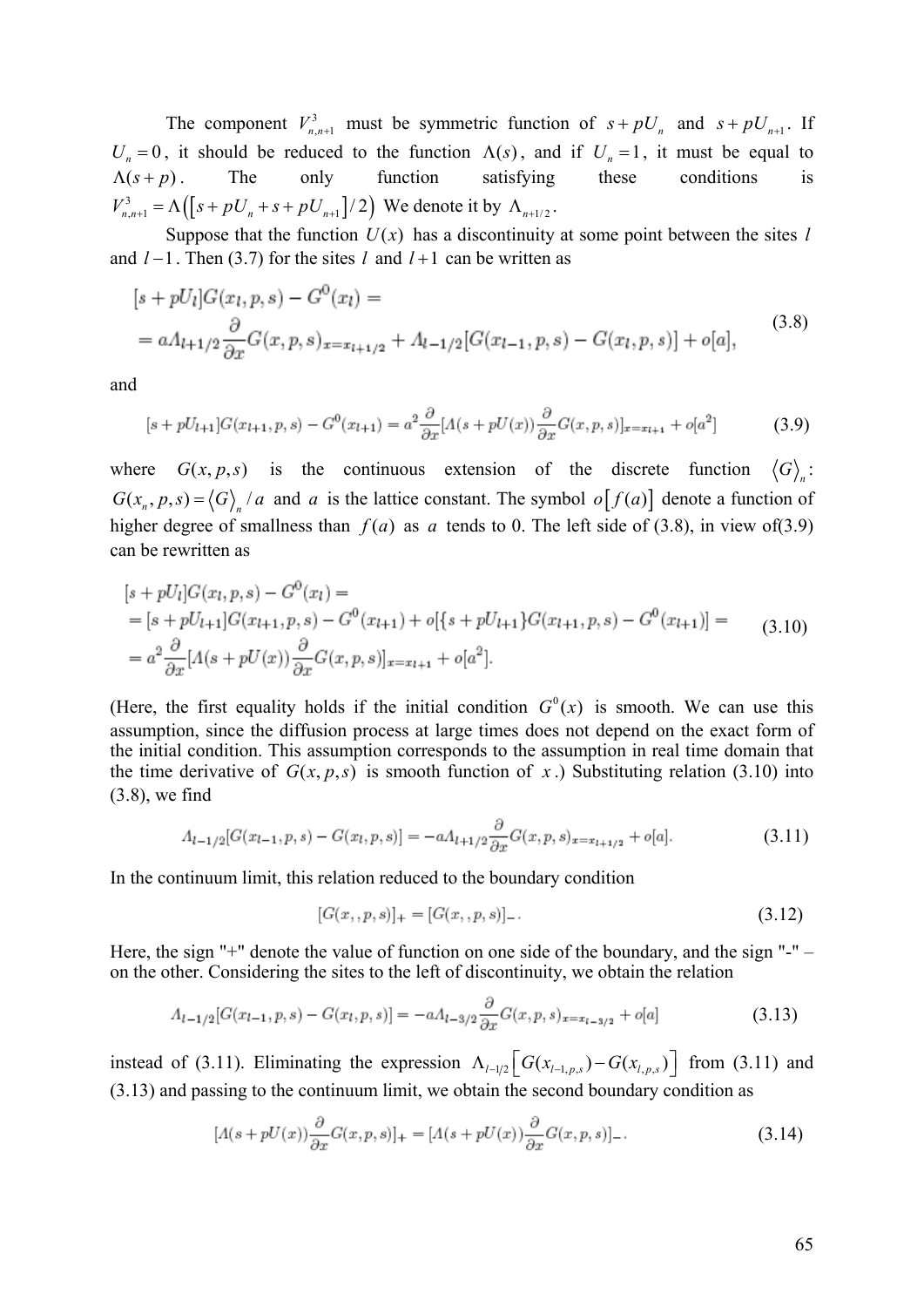The component $V^3_{n,n+1}$ must be symmetric function of $s + pU_n$ and $s + pU_{n+1}$. If $U_n = 0$, it should be reduced to the function $\Lambda(s)$, and if $U_n = 1$, it must be equal to $\Lambda(s+p)$. The only function satisfying these conditions is $V^3_{n,n+1} = \Lambda\left(\left[s + pU_n + s + pU_{n+1}\right]/2\right)$ We denote it by $\Lambda_{n+1/2}$.

Suppose that the function $U(x)$ has a discontinuity at some point between the sites $l$ and $l-1$. Then (3.7) for the sites $l$ and $l+1$ can be written as

$$
\begin{aligned}
&[s + pU_l]G(x_l, p, s) - G^0(x_l) = \\
&= a\Lambda_{l+1/2}\frac{\partial}{\partial x}G(x,p,s)_{x=x_{l+1/2}} + \Lambda_{l-1/2}[G(x_{l-1},p,s) - G(x_l,p,s)] + o[a],
\end{aligned}
\tag{3.8}
$$

and

$$
[s + pU_{l+1}]G(x_{l+1},p,s) - G^0(x_{l+1}) = a^2\frac{\partial}{\partial x}[\Lambda(s+pU(x))\frac{\partial}{\partial x}G(x,p,s)]_{x=x_{l+1}} + o[a^2] \tag{3.9}
$$

where $G(x,p,s)$ is the continuous extension of the discrete function $\langle G \rangle_n$: $G(x_n,p,s) = \langle G \rangle_n / a$ and $a$ is the lattice constant. The symbol $o\left[f(a)\right]$ denote a function of higher degree of smallness than $f(a)$ as $a$ tends to 0. The left side of (3.8), in view of(3.9) can be rewritten as

$$
\begin{aligned}
&[s + pU_l]G(x_l,p,s) - G^0(x_l) = \\
&= [s + pU_{l+1}]G(x_{l+1},p,s) - G^0(x_{l+1}) + o[\{s + pU_{l+1}\}G(x_{l+1},p,s) - G^0(x_{l+1})] = \\
&= a^2\frac{\partial}{\partial x}[\Lambda(s+pU(x))\frac{\partial}{\partial x}G(x,p,s)]_{x=x_{l+1}} + o[a^2].
\end{aligned}
\tag{3.10}
$$

(Here, the first equality holds if the initial condition $G^0(x)$ is smooth. We can use this assumption, since the diffusion process at large times does not depend on the exact form of the initial condition. This assumption corresponds to the assumption in real time domain that the time derivative of $G(x,p,s)$ is smooth function of $x$.) Substituting relation (3.10) into (3.8), we find

$$
\Lambda_{l-1/2}[G(x_{l-1},p,s) - G(x_l,p,s)] = -a\Lambda_{l+1/2}\frac{\partial}{\partial x}G(x,p,s)_{x=x_{l+1/2}} + o[a]. \tag{3.11}
$$

In the continuum limit, this relation reduced to the boundary condition

$$
[G(x,,p,s)]_+ = [G(x,,p,s)]_-. \tag{3.12}
$$

Here, the sign "+" denote the value of function on one side of the boundary, and the sign "-" – on the other. Considering the sites to the left of discontinuity, we obtain the relation

$$
\Lambda_{l-1/2}[G(x_{l-1},p,s) - G(x_l,p,s)] = -a\Lambda_{l-3/2}\frac{\partial}{\partial x}G(x,p,s)_{x=x_{l-3/2}} + o[a] \tag{3.13}
$$

instead of (3.11). Eliminating the expression $\Lambda_{l-1/2}\left[G(x_{l-1,p,s}) - G(x_{l,p,s})\right]$ from (3.11) and (3.13) and passing to the continuum limit, we obtain the second boundary condition as

$$
[\Lambda(s+pU(x))\frac{\partial}{\partial x}G(x,p,s)]_+ = [\Lambda(s+pU(x))\frac{\partial}{\partial x}G(x,p,s)]_-. \tag{3.14}
$$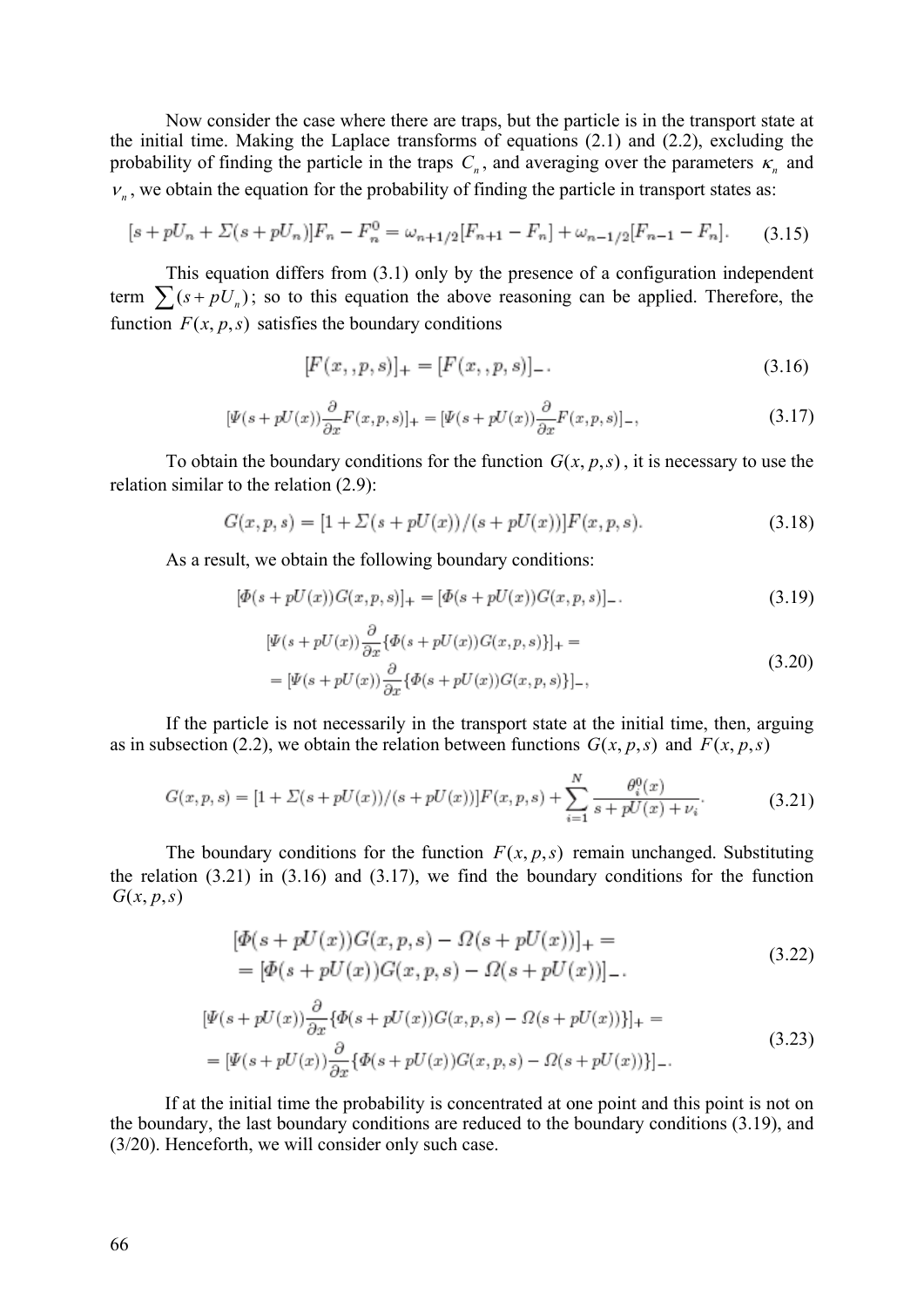Now consider the case where there are traps, but the particle is in the transport state at the initial time. Making the Laplace transforms of equations (2.1) and (2.2), excluding the probability of finding the particle in the traps $C_n$, and averaging over the parameters $\kappa_n$ and $\nu_n$, we obtain the equation for the probability of finding the particle in transport states as:

$$[s + pU_n + \Sigma(s + pU_n)]F_n - F_n^0 = \omega_{n+1/2}[F_{n+1} - F_n] + \omega_{n-1/2}[F_{n-1} - F_n]. \tag{3.15}$$

This equation differs from (3.1) only by the presence of a configuration independent term $\sum(s + pU_n)$; so to this equation the above reasoning can be applied. Therefore, the function $F(x, p, s)$ satisfies the boundary conditions

$$[F(x, , p, s)]_+ = [F(x, , p, s)]_-. \tag{3.16}$$

$$[\Psi(s + pU(x))\frac{\partial}{\partial x}F(x, p, s)]_+ = [\Psi(s + pU(x))\frac{\partial}{\partial x}F(x, p, s)]_-, \tag{3.17}$$

To obtain the boundary conditions for the function $G(x, p, s)$, it is necessary to use the relation similar to the relation (2.9):

$$G(x, p, s) = [1 + \Sigma(s + pU(x))/(s + pU(x))]F(x, p, s). \tag{3.18}$$

As a result, we obtain the following boundary conditions:

$$[\Phi(s + pU(x))G(x, p, s)]_+ = [\Phi(s + pU(x))G(x, p, s)]_-. \tag{3.19}$$

$$\begin{aligned}&[\Psi(s + pU(x))\frac{\partial}{\partial x}\{\Phi(s + pU(x))G(x, p, s)\}]_+ = \\ &= [\Psi(s + pU(x))\frac{\partial}{\partial x}\{\Phi(s + pU(x))G(x, p, s)\}]_-,\end{aligned} \tag{3.20}$$

If the particle is not necessarily in the transport state at the initial time, then, arguing as in subsection (2.2), we obtain the relation between functions $G(x, p, s)$ and $F(x, p, s)$

$$G(x, p, s) = [1 + \Sigma(s + pU(x))/(s + pU(x))]F(x, p, s) + \sum_{i=1}^{N} \frac{\theta_i^0(x)}{s + pU(x) + \nu_i}. \tag{3.21}$$

The boundary conditions for the function $F(x, p, s)$ remain unchanged. Substituting the relation (3.21) in (3.16) and (3.17), we find the boundary conditions for the function $G(x, p, s)$

$$\begin{aligned}&[\Phi(s + pU(x))G(x, p, s) - \Omega(s + pU(x))]_+ = \\ &= [\Phi(s + pU(x))G(x, p, s) - \Omega(s + pU(x))]_-.\end{aligned} \tag{3.22}$$

$$\begin{aligned}&[\Psi(s + pU(x))\frac{\partial}{\partial x}\{\Phi(s + pU(x))G(x, p, s) - \Omega(s + pU(x))\}]_+ = \\ &= [\Psi(s + pU(x))\frac{\partial}{\partial x}\{\Phi(s + pU(x))G(x, p, s) - \Omega(s + pU(x))\}]_-.\end{aligned} \tag{3.23}$$

If at the initial time the probability is concentrated at one point and this point is not on the boundary, the last boundary conditions are reduced to the boundary conditions (3.19), and (3/20). Henceforth, we will consider only such case.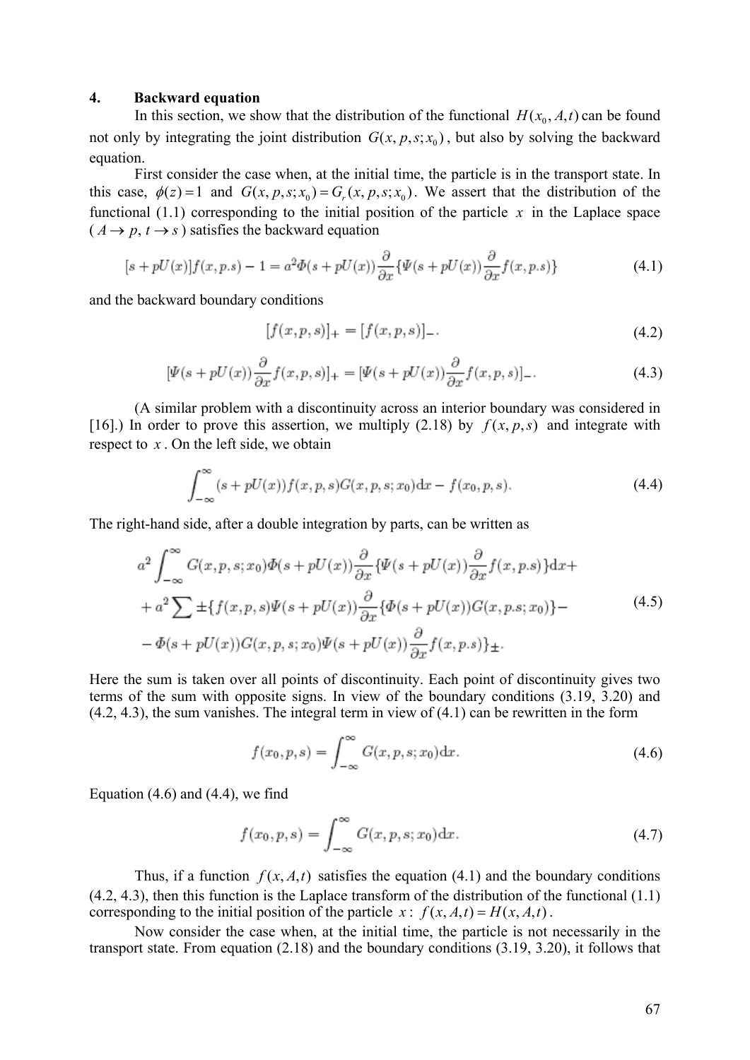## 4. Backward equation

In this section, we show that the distribution of the functional $H(x_0, A, t)$ can be found not only by integrating the joint distribution $G(x, p, s; x_0)$, but also by solving the backward equation.

First consider the case when, at the initial time, the particle is in the transport state. In this case, $\phi(z) = 1$ and $G(x, p, s; x_0) = G_r(x, p, s; x_0)$. We assert that the distribution of the functional (1.1) corresponding to the initial position of the particle $x$ in the Laplace space ($A \to p$, $t \to s$) satisfies the backward equation

$$[s + pU(x)]f(x, p.s) - 1 = a^2 \Phi(s + pU(x)) \frac{\partial}{\partial x}\{\Psi(s + pU(x)) \frac{\partial}{\partial x} f(x, p.s)\} \tag{4.1}$$

and the backward boundary conditions

$$[f(x, p, s)]_+ = [f(x, p, s)]_-. \tag{4.2}$$

$$[\Psi(s + pU(x)) \frac{\partial}{\partial x} f(x, p, s)]_+ = [\Psi(s + pU(x)) \frac{\partial}{\partial x} f(x, p, s)]_-. \tag{4.3}$$

(A similar problem with a discontinuity across an interior boundary was considered in [16].) In order to prove this assertion, we multiply (2.18) by $f(x, p, s)$ and integrate with respect to $x$. On the left side, we obtain

$$\int_{-\infty}^{\infty} (s + pU(x)) f(x, p, s) G(x, p, s; x_0) \mathrm{d}x - f(x_0, p, s). \tag{4.4}$$

The right-hand side, after a double integration by parts, can be written as

$$\begin{aligned} & a^2 \int_{-\infty}^{\infty} G(x, p, s; x_0) \Phi(s + pU(x)) \frac{\partial}{\partial x}\{\Psi(s + pU(x)) \frac{\partial}{\partial x} f(x, p.s)\} \mathrm{d}x + \\ & + a^2 \sum \pm \{f(x, p, s) \Psi(s + pU(x)) \frac{\partial}{\partial x}\{\Phi(s + pU(x)) G(x, p.s; x_0)\} - \\ & - \Phi(s + pU(x)) G(x, p, s; x_0) \Psi(s + pU(x)) \frac{\partial}{\partial x} f(x, p.s)\}_\pm . \end{aligned} \tag{4.5}$$

Here the sum is taken over all points of discontinuity. Each point of discontinuity gives two terms of the sum with opposite signs. In view of the boundary conditions (3.19, 3.20) and (4.2, 4.3), the sum vanishes. The integral term in view of (4.1) can be rewritten in the form

$$f(x_0, p, s) = \int_{-\infty}^{\infty} G(x, p, s; x_0) \mathrm{d}x. \tag{4.6}$$

Equation (4.6) and (4.4), we find

$$f(x_0, p, s) = \int_{-\infty}^{\infty} G(x, p, s; x_0) \mathrm{d}x. \tag{4.7}$$

Thus, if a function $f(x, A, t)$ satisfies the equation (4.1) and the boundary conditions (4.2, 4.3), then this function is the Laplace transform of the distribution of the functional (1.1) corresponding to the initial position of the particle $x$: $f(x, A, t) = H(x, A, t)$.

Now consider the case when, at the initial time, the particle is not necessarily in the transport state. From equation (2.18) and the boundary conditions (3.19, 3.20), it follows that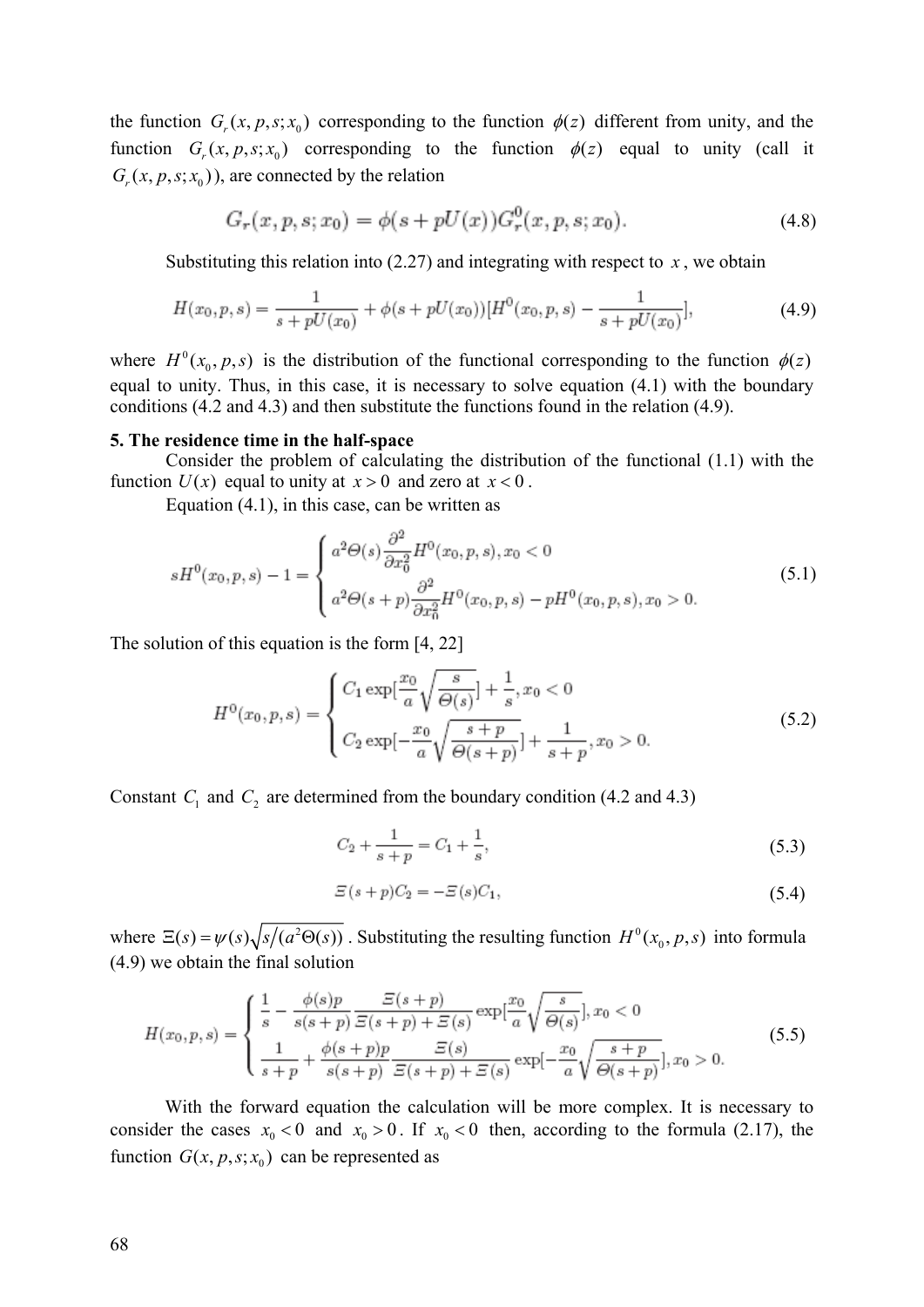the function $G_r(x, p, s; x_0)$ corresponding to the function $\phi(z)$ different from unity, and the function $G_r(x, p, s; x_0)$ corresponding to the function $\phi(z)$ equal to unity (call it $G_r(x, p, s; x_0)$), are connected by the relation

$$G_r(x,p,s;x_0) = \phi(s + pU(x))G_r^0(x,p,s;x_0). \tag{4.8}$$

Substituting this relation into (2.27) and integrating with respect to $x$, we obtain

$$H(x_0,p,s) = \frac{1}{s+pU(x_0)} + \phi(s+pU(x_0))[H^0(x_0,p,s) - \frac{1}{s+pU(x_0)}], \tag{4.9}$$

where $H^0(x_0, p, s)$ is the distribution of the functional corresponding to the function $\phi(z)$ equal to unity. Thus, in this case, it is necessary to solve equation (4.1) with the boundary conditions (4.2 and 4.3) and then substitute the functions found in the relation (4.9).

**5. The residence time in the half-space**

Consider the problem of calculating the distribution of the functional (1.1) with the function $U(x)$ equal to unity at $x > 0$ and zero at $x < 0$.

Equation (4.1), in this case, can be written as

$$sH^0(x_0,p,s) - 1 = \begin{cases} a^2\Theta(s)\dfrac{\partial^2}{\partial x_0^2}H^0(x_0,p,s), x_0 < 0 \\ a^2\Theta(s+p)\dfrac{\partial^2}{\partial x_0^2}H^0(x_0,p,s) - pH^0(x_0,p,s), x_0 > 0. \end{cases} \tag{5.1}$$

The solution of this equation is the form [4, 22]

$$H^0(x_0,p,s) = \begin{cases} C_1 \exp[\dfrac{x_0}{a}\sqrt{\dfrac{s}{\Theta(s)}}] + \dfrac{1}{s}, x_0 < 0 \\ C_2 \exp[-\dfrac{x_0}{a}\sqrt{\dfrac{s+p}{\Theta(s+p)}}] + \dfrac{1}{s+p}, x_0 > 0. \end{cases} \tag{5.2}$$

Constant $C_1$ and $C_2$ are determined from the boundary condition (4.2 and 4.3)

$$C_2 + \frac{1}{s+p} = C_1 + \frac{1}{s}, \tag{5.3}$$

$$\Xi(s+p)C_2 = -\Xi(s)C_1, \tag{5.4}$$

where $\Xi(s) = \psi(s)\sqrt{s/(a^2\Theta(s))}$. Substituting the resulting function $H^0(x_0, p, s)$ into formula (4.9) we obtain the final solution

$$H(x_0,p,s) = \begin{cases} \dfrac{1}{s} - \dfrac{\phi(s)p}{s(s+p)}\dfrac{\Xi(s+p)}{\Xi(s+p)+\Xi(s)}\exp[\dfrac{x_0}{a}\sqrt{\dfrac{s}{\Theta(s)}}], x_0 < 0 \\ \dfrac{1}{s+p} + \dfrac{\phi(s+p)p}{s(s+p)}\dfrac{\Xi(s)}{\Xi(s+p)+\Xi(s)}\exp[-\dfrac{x_0}{a}\sqrt{\dfrac{s+p}{\Theta(s+p)}}], x_0 > 0. \end{cases} \tag{5.5}$$

With the forward equation the calculation will be more complex. It is necessary to consider the cases $x_0 < 0$ and $x_0 > 0$. If $x_0 < 0$ then, according to the formula (2.17), the function $G(x, p, s; x_0)$ can be represented as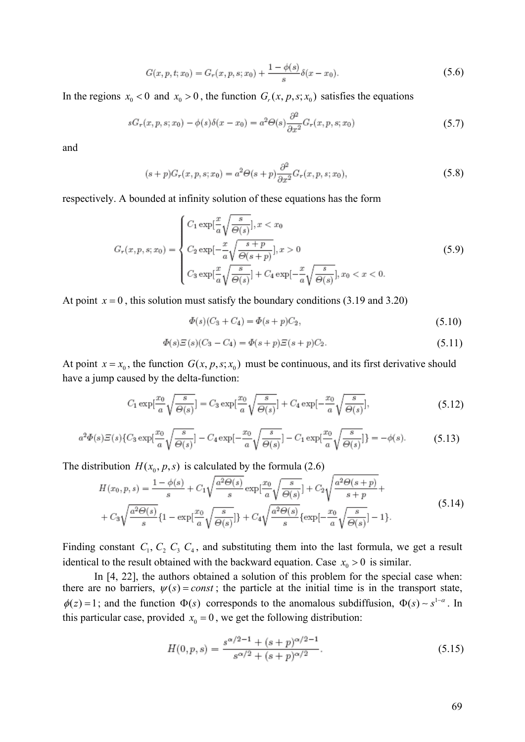$$G(x,p,t;x_0) = G_r(x,p,s;x_0) + \frac{1-\phi(s)}{s}\delta(x-x_0). \tag{5.6}$$

In the regions $x_0 < 0$ and $x_0 > 0$, the function $G_r(x, p, s; x_0)$ satisfies the equations

$$sG_r(x,p,s;x_0) - \phi(s)\delta(x-x_0) = a^2\Theta(s)\frac{\partial^2}{\partial x^2}G_r(x,p,s;x_0) \tag{5.7}$$

and

$$(s+p)G_r(x,p,s;x_0) = a^2\Theta(s+p)\frac{\partial^2}{\partial x^2}G_r(x,p,s;x_0), \tag{5.8}$$

respectively. A bounded at infinity solution of these equations has the form

$$G_r(x,p,s;x_0) = \begin{cases} C_1 \exp[\frac{x}{a}\sqrt{\frac{s}{\Theta(s)}}], x < x_0 \\ C_2 \exp[-\frac{x}{a}\sqrt{\frac{s+p}{\Theta(s+p)}}], x > 0 \\ C_3 \exp[\frac{x}{a}\sqrt{\frac{s}{\Theta(s)}}] + C_4 \exp[-\frac{x}{a}\sqrt{\frac{s}{\Theta(s)}}], x_0 < x < 0. \end{cases} \tag{5.9}$$

At point $x = 0$, this solution must satisfy the boundary conditions (3.19 and 3.20)

$$\Phi(s)(C_3 + C_4) = \Phi(s+p)C_2, \tag{5.10}$$

$$\Phi(s)\Xi(s)(C_3 - C_4) = \Phi(s+p)\Xi(s+p)C_2. \tag{5.11}$$

At point $x = x_0$, the function $G(x, p, s; x_0)$ must be continuous, and its first derivative should have a jump caused by the delta-function:

$$C_1 \exp[\frac{x_0}{a}\sqrt{\frac{s}{\Theta(s)}}] = C_3 \exp[\frac{x_0}{a}\sqrt{\frac{s}{\Theta(s)}}] + C_4 \exp[-\frac{x_0}{a}\sqrt{\frac{s}{\Theta(s)}}], \tag{5.12}$$

$$a^2\Phi(s)\Xi(s)\{C_3 \exp[\frac{x_0}{a}\sqrt{\frac{s}{\Theta(s)}}] - C_4 \exp[-\frac{x_0}{a}\sqrt{\frac{s}{\Theta(s)}}] - C_1 \exp[\frac{x_0}{a}\sqrt{\frac{s}{\Theta(s)}}]\} = -\phi(s). \tag{5.13}$$

The distribution $H(x_0, p, s)$ is calculated by the formula (2.6)

$$\begin{aligned} H(x_0,p,s) = {}& \frac{1-\phi(s)}{s} + C_1\sqrt{\frac{a^2\Theta(s)}{s}}\exp[\frac{x_0}{a}\sqrt{\frac{s}{\Theta(s)}}] + C_2\sqrt{\frac{a^2\Theta(s+p)}{s+p}} + \\ & + C_3\sqrt{\frac{a^2\Theta(s)}{s}}\{1 - \exp[\frac{x_0}{a}\sqrt{\frac{s}{\Theta(s)}}]\} + C_4\sqrt{\frac{a^2\Theta(s)}{s}}\{\exp[-\frac{x_0}{a}\sqrt{\frac{s}{\Theta(s)}}] - 1\}. \end{aligned} \tag{5.14}$$

Finding constant $C_1, C_2\ C_3\ C_4$, and substituting them into the last formula, we get a result identical to the result obtained with the backward equation. Case $x_0 > 0$ is similar.

In [4, 22], the authors obtained a solution of this problem for the special case when: there are no barriers, $\psi(s) = const$; the particle at the initial time is in the transport state, $\phi(z) = 1$; and the function $\Phi(s)$ corresponds to the anomalous subdiffusion, $\Phi(s) \sim s^{1-\alpha}$. In this particular case, provided $x_0 = 0$, we get the following distribution:

$$H(0,p,s) = \frac{s^{\alpha/2-1} + (s+p)^{\alpha/2-1}}{s^{\alpha/2} + (s+p)^{\alpha/2}}. \tag{5.15}$$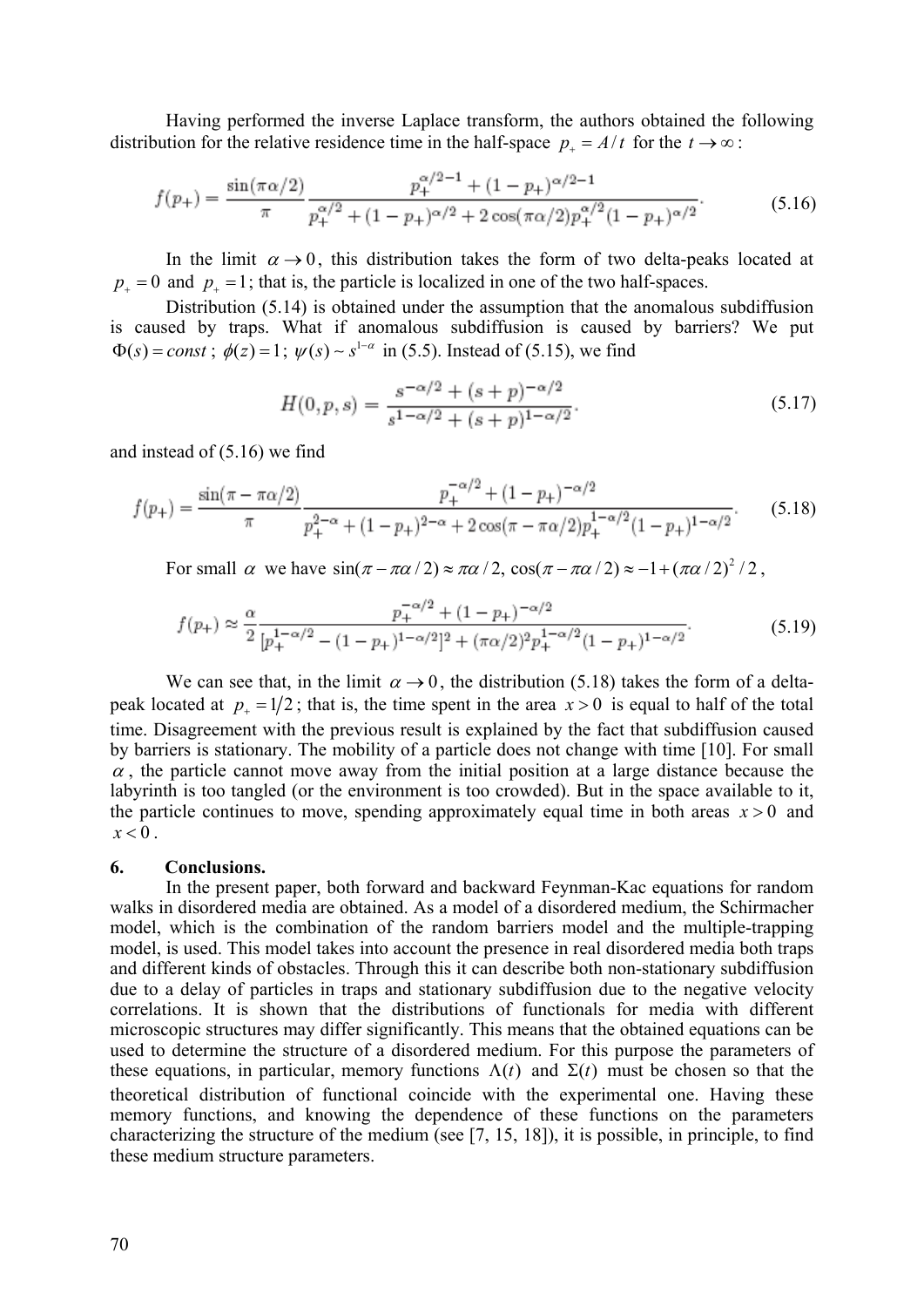Having performed the inverse Laplace transform, the authors obtained the following distribution for the relative residence time in the half-space $p_+ = A/t$ for the $t \to \infty$:

$$f(p_+) = \frac{\sin(\pi\alpha/2)}{\pi} \frac{p_+^{\alpha/2-1} + (1-p_+)^{\alpha/2-1}}{p_+^{\alpha/2} + (1-p_+)^{\alpha/2} + 2\cos(\pi\alpha/2) p_+^{\alpha/2}(1-p_+)^{\alpha/2}}. \tag{5.16}$$

In the limit $\alpha \to 0$, this distribution takes the form of two delta-peaks located at $p_+ = 0$ and $p_+ = 1$; that is, the particle is localized in one of the two half-spaces.

Distribution (5.14) is obtained under the assumption that the anomalous subdiffusion is caused by traps. What if anomalous subdiffusion is caused by barriers? We put $\Phi(s) = const$; $\phi(z) = 1$; $\psi(s) \sim s^{1-\alpha}$ in (5.5). Instead of (5.15), we find

$$H(0,p,s) = \frac{s^{-\alpha/2} + (s+p)^{-\alpha/2}}{s^{1-\alpha/2} + (s+p)^{1-\alpha/2}}. \tag{5.17}$$

and instead of (5.16) we find

$$f(p_+) = \frac{\sin(\pi - \pi\alpha/2)}{\pi} \frac{p_+^{-\alpha/2} + (1-p_+)^{-\alpha/2}}{p_+^{2-\alpha} + (1-p_+)^{2-\alpha} + 2\cos(\pi - \pi\alpha/2) p_+^{1-\alpha/2}(1-p_+)^{1-\alpha/2}}. \tag{5.18}$$

For small $\alpha$ we have $\sin(\pi - \pi\alpha/2) \approx \pi\alpha/2$, $\cos(\pi - \pi\alpha/2) \approx -1 + (\pi\alpha/2)^2/2$,

$$f(p_+) \approx \frac{\alpha}{2} \frac{p_+^{-\alpha/2} + (1-p_+)^{-\alpha/2}}{[p_+^{1-\alpha/2} - (1-p_+)^{1-\alpha/2}]^2 + (\pi\alpha/2)^2 p_+^{1-\alpha/2}(1-p_+)^{1-\alpha/2}}. \tag{5.19}$$

We can see that, in the limit $\alpha \to 0$, the distribution (5.18) takes the form of a delta-peak located at $p_+ = 1/2$; that is, the time spent in the area $x > 0$ is equal to half of the total time. Disagreement with the previous result is explained by the fact that subdiffusion caused by barriers is stationary. The mobility of a particle does not change with time [10]. For small $\alpha$, the particle cannot move away from the initial position at a large distance because the labyrinth is too tangled (or the environment is too crowded). But in the space available to it, the particle continues to move, spending approximately equal time in both areas $x > 0$ and $x < 0$.

## 6. Conclusions.

In the present paper, both forward and backward Feynman-Kac equations for random walks in disordered media are obtained. As a model of a disordered medium, the Schirmacher model, which is the combination of the random barriers model and the multiple-trapping model, is used. This model takes into account the presence in real disordered media both traps and different kinds of obstacles. Through this it can describe both non-stationary subdiffusion due to a delay of particles in traps and stationary subdiffusion due to the negative velocity correlations. It is shown that the distributions of functionals for media with different microscopic structures may differ significantly. This means that the obtained equations can be used to determine the structure of a disordered medium. For this purpose the parameters of these equations, in particular, memory functions $\Lambda(t)$ and $\Sigma(t)$ must be chosen so that the theoretical distribution of functional coincide with the experimental one. Having these memory functions, and knowing the dependence of these functions on the parameters characterizing the structure of the medium (see [7, 15, 18]), it is possible, in principle, to find these medium structure parameters.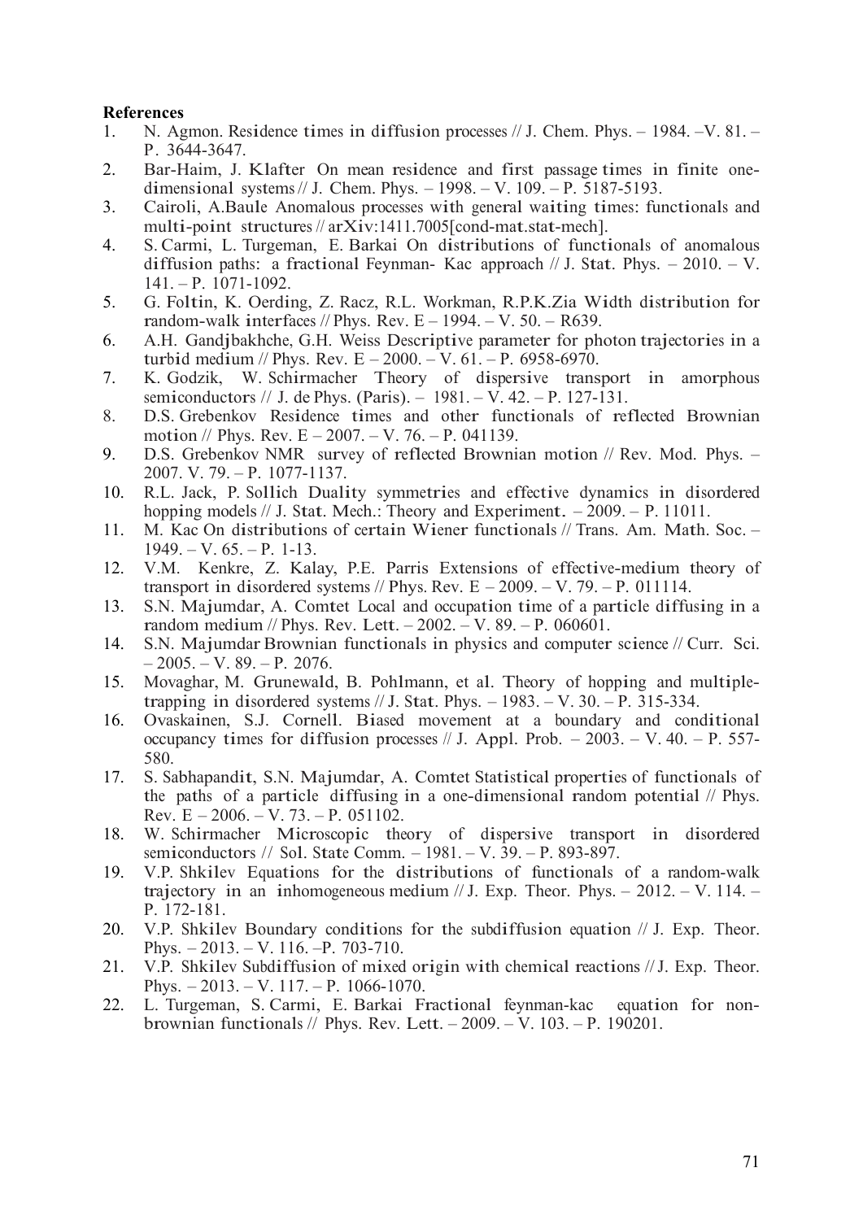**References**

1. N. Agmon. Residence times in diffusion processes // J. Chem. Phys. – 1984. –V. 81. – P. 3644-3647.
2. Bar-Haim, J. Klafter On mean residence and first passage times in finite one-dimensional systems // J. Chem. Phys. – 1998. – V. 109. – P. 5187-5193.
3. Cairoli, A.Baule Anomalous processes with general waiting times: functionals and multi-point structures // arXiv:1411.7005[cond-mat.stat-mech].
4. S. Carmi, L. Turgeman, E. Barkai On distributions of functionals of anomalous diffusion paths: a fractional Feynman- Kac approach // J. Stat. Phys. – 2010. – V. 141. – P. 1071-1092.
5. G. Foltin, K. Oerding, Z. Racz, R.L. Workman, R.P.K.Zia Width distribution for random-walk interfaces // Phys. Rev. E – 1994. – V. 50. – R639.
6. A.H. Gandjbakhche, G.H. Weiss Descriptive parameter for photon trajectories in a turbid medium // Phys. Rev. E – 2000. – V. 61. – P. 6958-6970.
7. K. Godzik, W. Schirmacher Theory of dispersive transport in amorphous semiconductors // J. de Phys. (Paris). – 1981. – V. 42. – P. 127-131.
8. D.S. Grebenkov Residence times and other functionals of reflected Brownian motion // Phys. Rev. E – 2007. – V. 76. – P. 041139.
9. D.S. Grebenkov NMR survey of reflected Brownian motion // Rev. Mod. Phys. – 2007. V. 79. – P. 1077-1137.
10. R.L. Jack, P. Sollich Duality symmetries and effective dynamics in disordered hopping models // J. Stat. Mech.: Theory and Experiment. – 2009. – P. 11011.
11. M. Kac On distributions of certain Wiener functionals // Trans. Am. Math. Soc. – 1949. – V. 65. – P. 1-13.
12. V.M. Kenkre, Z. Kalay, P.E. Parris Extensions of effective-medium theory of transport in disordered systems // Phys. Rev. E – 2009. – V. 79. – P. 011114.
13. S.N. Majumdar, A. Comtet Local and occupation time of a particle diffusing in a random medium // Phys. Rev. Lett. – 2002. – V. 89. – P. 060601.
14. S.N. Majumdar Brownian functionals in physics and computer science // Curr. Sci. – 2005. – V. 89. – P. 2076.
15. Movaghar, M. Grunewald, B. Pohlmann, et al. Theory of hopping and multiple-trapping in disordered systems // J. Stat. Phys. – 1983. – V. 30. – P. 315-334.
16. Ovaskainen, S.J. Cornell. Biased movement at a boundary and conditional occupancy times for diffusion processes // J. Appl. Prob. – 2003. – V. 40. – P. 557-580.
17. S. Sabhapandit, S.N. Majumdar, A. Comtet Statistical properties of functionals of the paths of a particle diffusing in a one-dimensional random potential // Phys. Rev. E – 2006. – V. 73. – P. 051102.
18. W. Schirmacher Microscopic theory of dispersive transport in disordered semiconductors // Sol. State Comm. – 1981. – V. 39. – P. 893-897.
19. V.P. Shkilev Equations for the distributions of functionals of a random-walk trajectory in an inhomogeneous medium // J. Exp. Theor. Phys. – 2012. – V. 114. – P. 172-181.
20. V.P. Shkilev Boundary conditions for the subdiffusion equation // J. Exp. Theor. Phys. – 2013. – V. 116. –P. 703-710.
21. V.P. Shkilev Subdiffusion of mixed origin with chemical reactions // J. Exp. Theor. Phys. – 2013. – V. 117. – P. 1066-1070.
22. L. Turgeman, S. Carmi, E. Barkai Fractional feynman-kac equation for non-brownian functionals // Phys. Rev. Lett. – 2009. – V. 103. – P. 190201.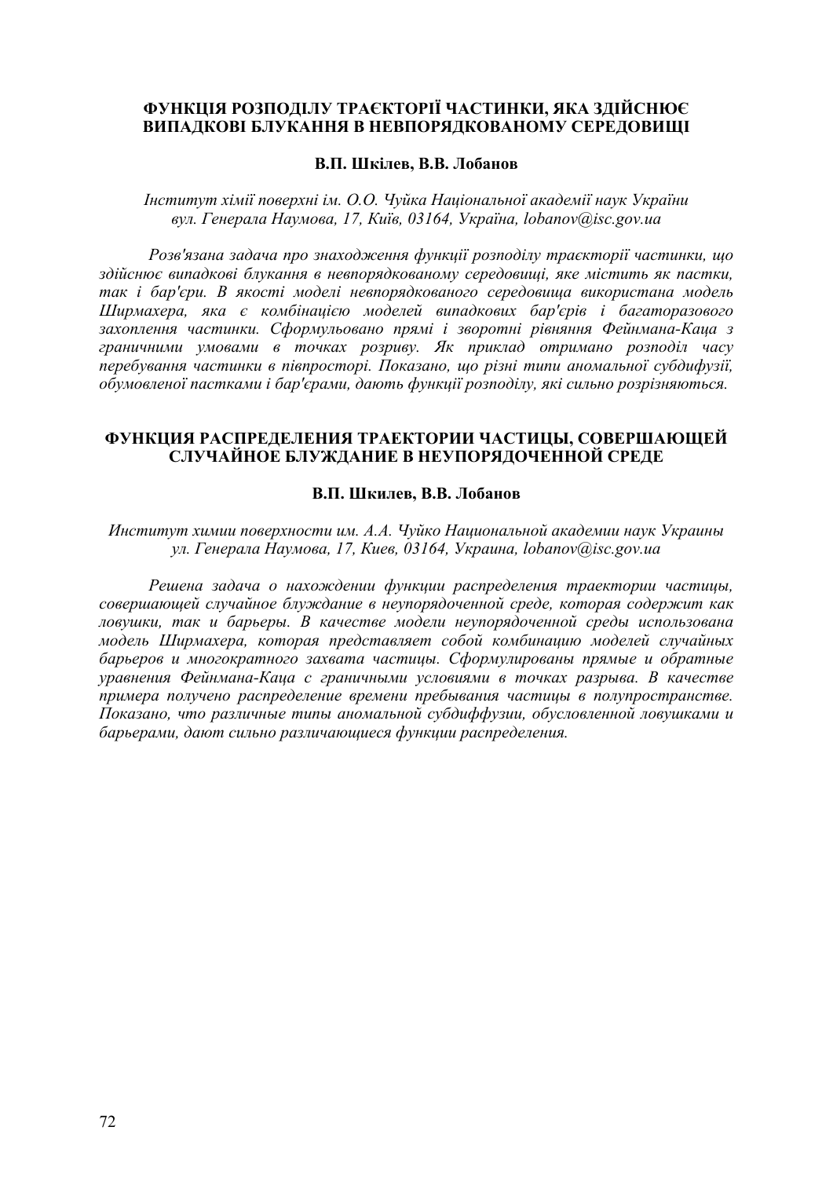## ФУНКЦІЯ РОЗПОДІЛУ ТРАЄКТОРІЇ ЧАСТИНКИ, ЯКА ЗДІЙСНЮЄ ВИПАДКОВІ БЛУКАННЯ В НЕВПОРЯДКОВАНОМУ СЕРЕДОВИЩІ

**В.П. Шкілев, В.В. Лобанов**

*Інститут хімії поверхні ім. О.О. Чуйка Національної академії наук України*
*вул. Генерала Наумова, 17, Київ, 03164, Україна, lobanov@isc.gov.ua*

*Розв'язана задача про знаходження функції розподілу траєкторії частинки, що здійснює випадкові блукання в невпорядкованому середовищі, яке містить як пастки, так і бар'єри. В якості моделі невпорядкованого середовища використана модель Ширмахера, яка є комбінацією моделей випадкових бар'єрів і багаторазового захоплення частинки. Сформульовано прямі і зворотні рівняння Фейнмана-Каца з граничними умовами в точках розриву. Як приклад отримано розподіл часу перебування частинки в півпросторі. Показано, що різні типи аномальної субдифузії, обумовленої пастками і бар'єрами, дають функції розподілу, які сильно розрізняються.*

## ФУНКЦИЯ РАСПРЕДЕЛЕНИЯ ТРАЕКТОРИИ ЧАСТИЦЫ, СОВЕРШАЮЩЕЙ СЛУЧАЙНОЕ БЛУЖДАНИЕ В НЕУПОРЯДОЧЕННОЙ СРЕДЕ

**В.П. Шкилев, В.В. Лобанов**

*Институт химии поверхности им. А.А. Чуйко Национальной академии наук Украины*
*ул. Генерала Наумова, 17, Киев, 03164, Украина, lobanov@isc.gov.ua*

*Решена задача о нахождении функции распределения траектории частицы, совершающей случайное блуждание в неупорядоченной среде, которая содержит как ловушки, так и барьеры. В качестве модели неупорядоченной среды использована модель Ширмахера, которая представляет собой комбинацию моделей случайных барьеров и многократного захвата частицы. Сформулированы прямые и обратные уравнения Фейнмана-Каца с граничными условиями в точках разрыва. В качестве примера получено распределение времени пребывания частицы в полупространстве. Показано, что различные типы аномальной субдиффузии, обусловленной ловушками и барьерами, дают сильно различающиеся функции распределения.*